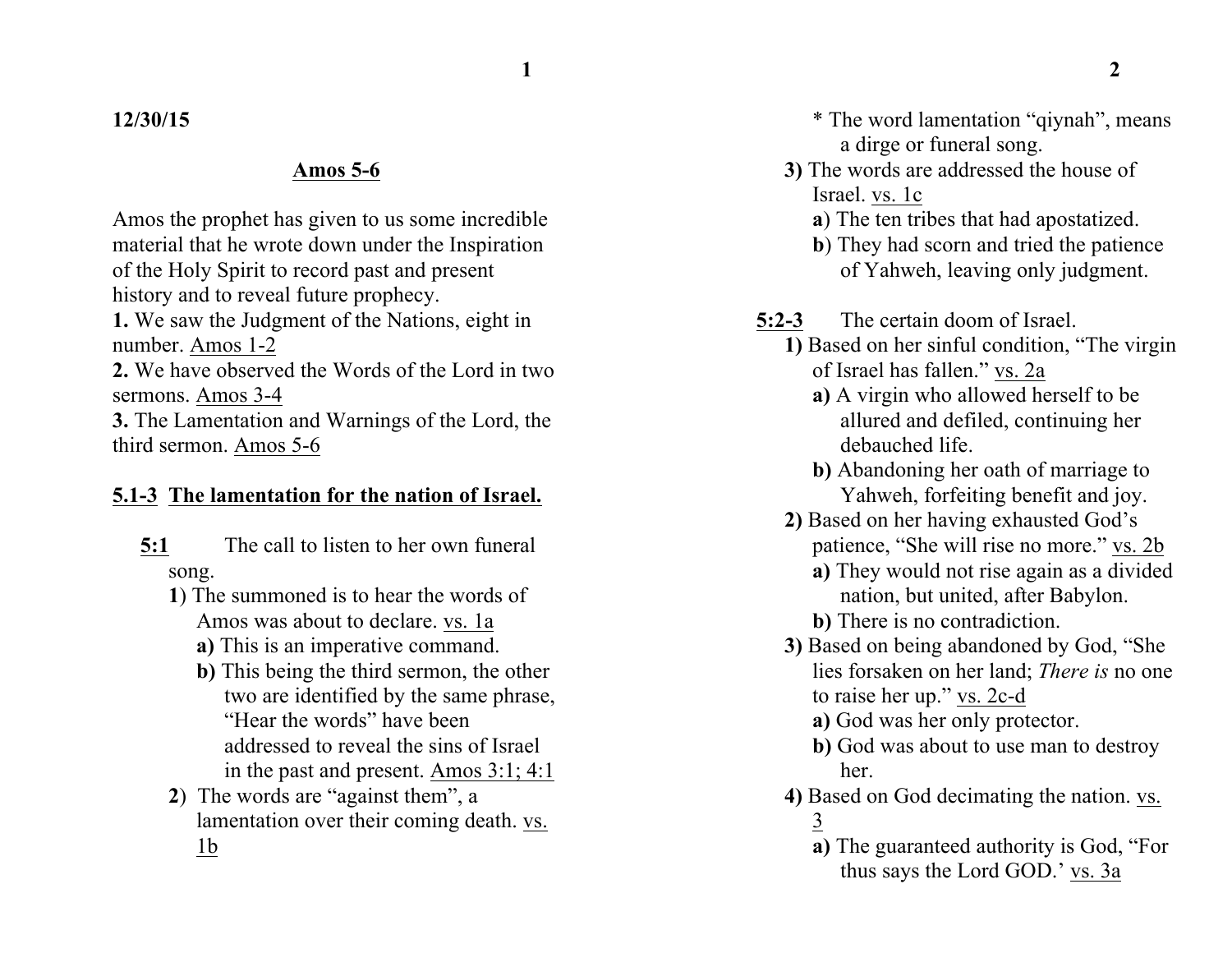**12/30/15**

## Amos 5-6

Amos the prophet has given to us some incredible material that he wrote down under the Inspiration of the Holy Spirit to record past and present history and to reveal future prophecy.

**1.** We saw the Judgment of the Nations, eight in number. Amos 1-2

**2.** We have observed the Words of the Lord in two sermons. Amos 3-4

**3.** The Lamentation and Warnings of the Lord, the third sermon. Amos 5-6

### 5.1-3 The lamentation for the nation of Israel.

**5:1** The call to listen to her own funeral song.

- **1**) The summoned is to hear the words of Amos was about to declare. vs. 1a
  - **a)** This is an imperative command.
  - **b)** This being the third sermon, the other two are identified by the same phrase, "Hear the words" have been addressed to reveal the sins of Israel in the past and present. Amos 3:1; 4:1
- **2**) The words are "against them", a lamentation over their coming death. vs. 1b
  - * The word lamentation "qiynah", means a dirge or funeral song.
- **3)** The words are addressed the house of Israel. vs. 1c
  - **a**) The ten tribes that had apostatized.
  - **b**) They had scorn and tried the patience of Yahweh, leaving only judgment.

**5:2-3** The certain doom of Israel.

- **1)** Based on her sinful condition, "The virgin of Israel has fallen." vs. 2a
  - **a)** A virgin who allowed herself to be allured and defiled, continuing her debauched life.
  - **b)** Abandoning her oath of marriage to Yahweh, forfeiting benefit and joy.
- **2)** Based on her having exhausted God's patience, "She will rise no more." vs. 2b
  - **a)** They would not rise again as a divided nation, but united, after Babylon.
  - **b)** There is no contradiction.
- **3)** Based on being abandoned by God, "She lies forsaken on her land; *There is* no one to raise her up." vs. 2c-d
  - **a)** God was her only protector.
  - **b)** God was about to use man to destroy her.
- **4)** Based on God decimating the nation. vs. 3
  - **a)** The guaranteed authority is God, "For thus says the Lord GOD.' vs. 3a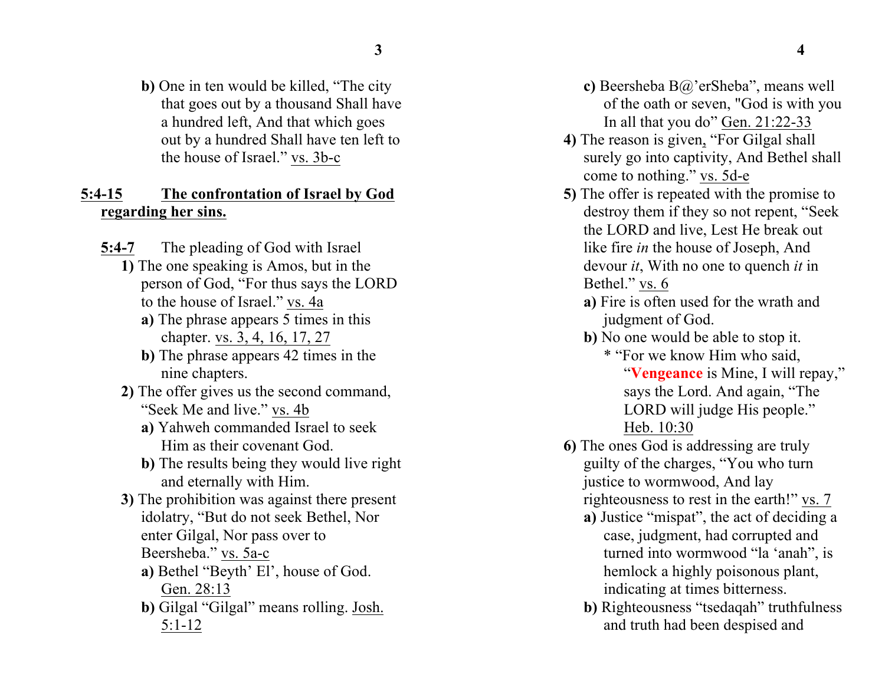**b)** One in ten would be killed, "The city that goes out by a thousand Shall have a hundred left, And that which goes out by a hundred Shall have ten left to the house of Israel." vs. 3b-c

## 5:4-15 The confrontation of Israel by God regarding her sins.

**5:4-7** The pleading of God with Israel

**1)** The one speaking is Amos, but in the person of God, "For thus says the LORD to the house of Israel." vs. 4a

**a)** The phrase appears 5 times in this chapter. vs. 3, 4, 16, 17, 27

**b)** The phrase appears 42 times in the nine chapters.

**2)** The offer gives us the second command, "Seek Me and live." vs. 4b

**a)** Yahweh commanded Israel to seek Him as their covenant God.

**b)** The results being they would live right and eternally with Him.

**3)** The prohibition was against there present idolatry, "But do not seek Bethel, Nor enter Gilgal, Nor pass over to Beersheba." vs. 5a-c

**a)** Bethel "Beyth' El', house of God. Gen. 28:13

**b)** Gilgal "Gilgal" means rolling. Josh. 5:1-12

**c)** Beersheba B@'erSheba", means well of the oath or seven, "God is with you In all that you do" Gen. 21:22-33

**4)** The reason is given, "For Gilgal shall surely go into captivity, And Bethel shall come to nothing." vs. 5d-e

**5)** The offer is repeated with the promise to destroy them if they so not repent, "Seek the LORD and live, Lest He break out like fire *in* the house of Joseph, And devour *it*, With no one to quench *it* in Bethel." vs. 6

**a)** Fire is often used for the wrath and judgment of God.

**b)** No one would be able to stop it.

* "For we know Him who said, "**Vengeance** is Mine, I will repay," says the Lord. And again, "The LORD will judge His people." Heb. 10:30

**6)** The ones God is addressing are truly guilty of the charges, "You who turn justice to wormwood, And lay righteousness to rest in the earth!" vs. 7

**a)** Justice "mispat", the act of deciding a case, judgment, had corrupted and turned into wormwood "la 'anah", is hemlock a highly poisonous plant, indicating at times bitterness.

**b)** Righteousness "tsedaqah" truthfulness and truth had been despised and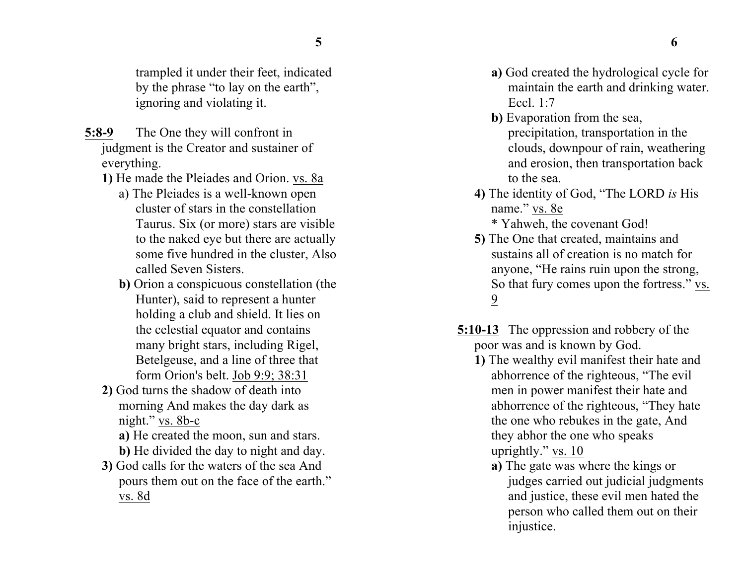trampled it under their feet, indicated by the phrase "to lay on the earth", ignoring and violating it.

<u>**5:8-9**</u> The One they will confront in judgment is the Creator and sustainer of everything.

**1)** He made the Pleiades and Orion. <u>vs. 8a</u>

a) The Pleiades is a well-known open cluster of stars in the constellation Taurus. Six (or more) stars are visible to the naked eye but there are actually some five hundred in the cluster, Also called Seven Sisters.

**b)** Orion a conspicuous constellation (the Hunter), said to represent a hunter holding a club and shield. It lies on the celestial equator and contains many bright stars, including Rigel, Betelgeuse, and a line of three that form Orion's belt. <u>Job 9:9; 38:31</u>

**2)** God turns the shadow of death into morning And makes the day dark as night." <u>vs. 8b-c</u>

**a)** He created the moon, sun and stars.

**b)** He divided the day to night and day.

**3)** God calls for the waters of the sea And pours them out on the face of the earth." <u>vs. 8d</u>

**a)** God created the hydrological cycle for maintain the earth and drinking water. <u>Eccl. 1:7</u>

**b)** Evaporation from the sea, precipitation, transportation in the clouds, downpour of rain, weathering and erosion, then transportation back to the sea.

**4)** The identity of God, "The LORD *is* His name." <u>vs. 8e</u>

* Yahweh, the covenant God!

**5)** The One that created, maintains and sustains all of creation is no match for anyone, "He rains ruin upon the strong, So that fury comes upon the fortress." <u>vs. 9</u>

<u>**5:10-13**</u> The oppression and robbery of the poor was and is known by God.

**1)** The wealthy evil manifest their hate and abhorrence of the righteous, "The evil men in power manifest their hate and abhorrence of the righteous, "They hate the one who rebukes in the gate, And they abhor the one who speaks uprightly." <u>vs. 10</u>

**a)** The gate was where the kings or judges carried out judicial judgments and justice, these evil men hated the person who called them out on their injustice.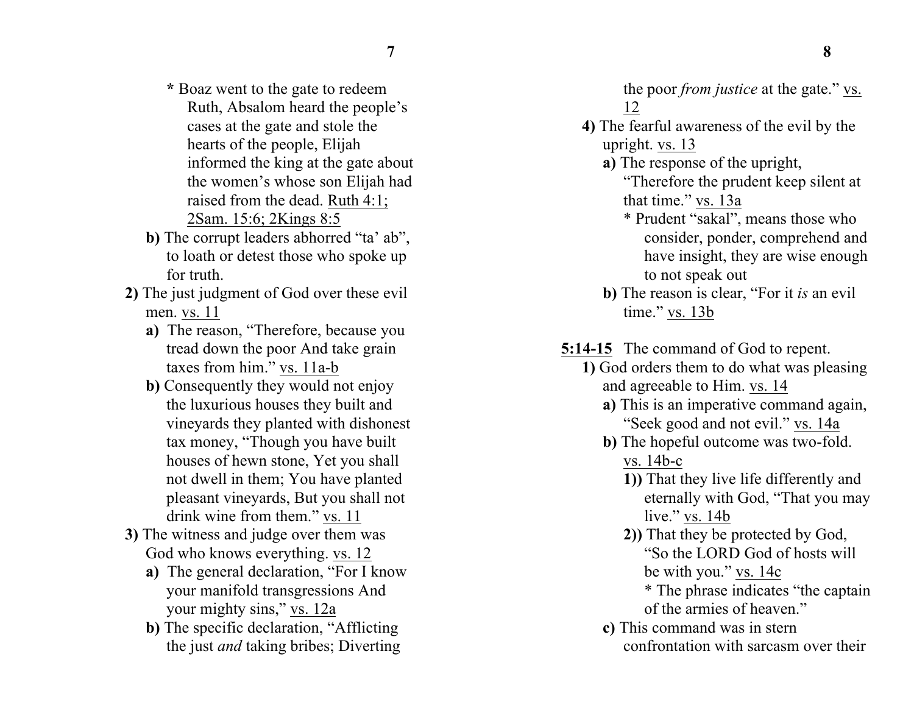* Boaz went to the gate to redeem Ruth, Absalom heard the people's cases at the gate and stole the hearts of the people, Elijah informed the king at the gate about the women's whose son Elijah had raised from the dead. <u>Ruth 4:1; 2Sam. 15:6; 2Kings 8:5</u>

**b)** The corrupt leaders abhorred "ta' ab", to loath or detest those who spoke up for truth.

**2)** The just judgment of God over these evil men. <u>vs. 11</u>

**a)** The reason, "Therefore, because you tread down the poor And take grain taxes from him." <u>vs. 11a-b</u>

**b)** Consequently they would not enjoy the luxurious houses they built and vineyards they planted with dishonest tax money, "Though you have built houses of hewn stone, Yet you shall not dwell in them; You have planted pleasant vineyards, But you shall not drink wine from them." <u>vs. 11</u>

**3)** The witness and judge over them was God who knows everything. <u>vs. 12</u>

**a)** The general declaration, "For I know your manifold transgressions And your mighty sins," <u>vs. 12a</u>

**b)** The specific declaration, "Afflicting the just *and* taking bribes; Diverting the poor *from justice* at the gate." <u>vs. 12</u>

**4)** The fearful awareness of the evil by the upright. <u>vs. 13</u>

**a)** The response of the upright, "Therefore the prudent keep silent at that time." <u>vs. 13a</u>

* Prudent "sakal", means those who consider, ponder, comprehend and have insight, they are wise enough to not speak out

**b)** The reason is clear, "For it *is* an evil time." <u>vs. 13b</u>

**<u>5:14-15</u>** The command of God to repent.

**1)** God orders them to do what was pleasing and agreeable to Him. <u>vs. 14</u>

**a)** This is an imperative command again, "Seek good and not evil." <u>vs. 14a</u>

**b)** The hopeful outcome was two-fold. <u>vs. 14b-c</u>

**1))** That they live life differently and eternally with God, "That you may live." <u>vs. 14b</u>

**2))** That they be protected by God, "So the LORD God of hosts will be with you." <u>vs. 14c</u>

* The phrase indicates "the captain of the armies of heaven."

**c)** This command was in stern confrontation with sarcasm over their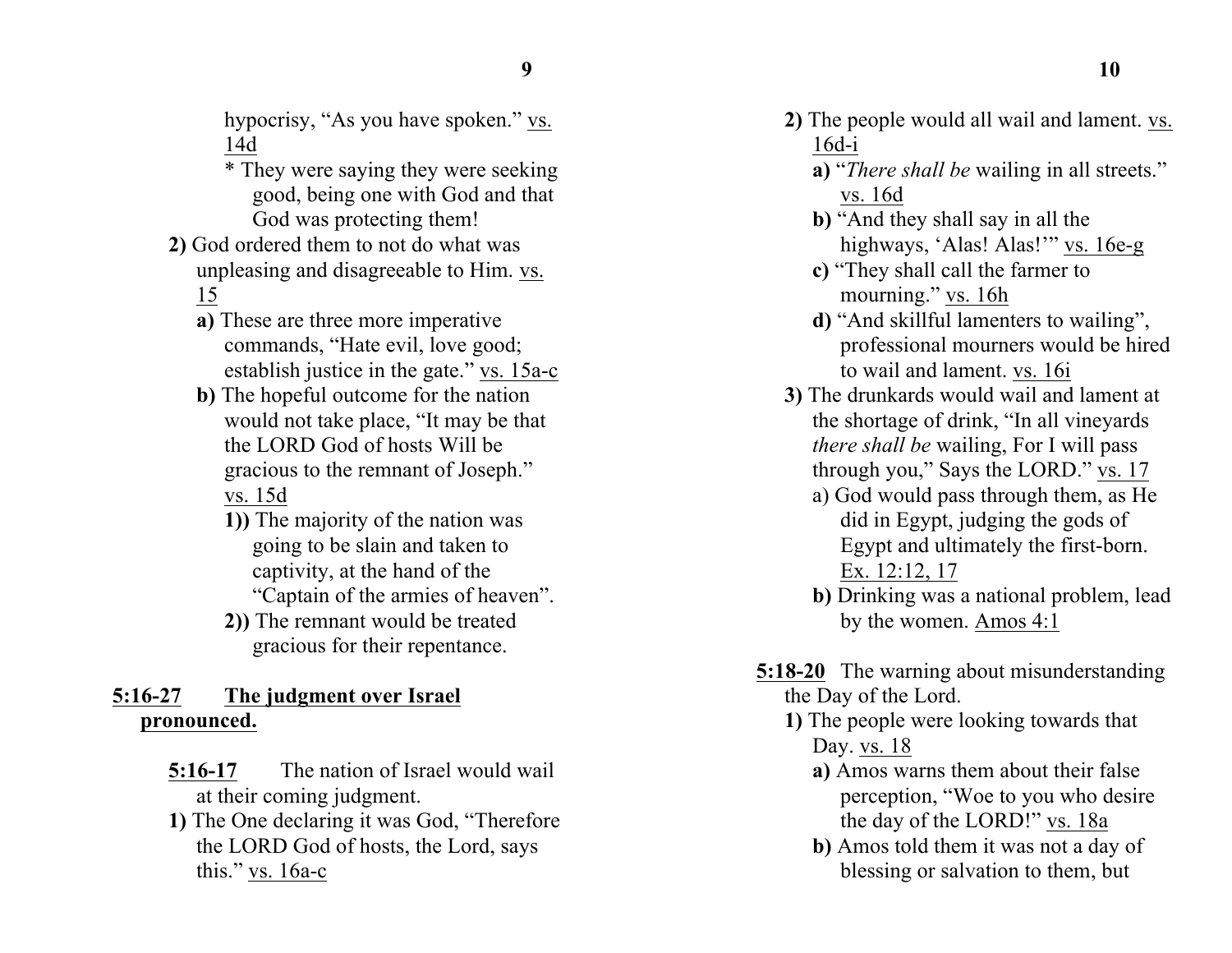hypocrisy, "As you have spoken." <u>vs. 14d</u>

\* They were saying they were seeking good, being one with God and that God was protecting them!

**2)** God ordered them to not do what was unpleasing and disagreeable to Him. <u>vs. 15</u>

**a)** These are three more imperative commands, "Hate evil, love good; establish justice in the gate." <u>vs. 15a-c</u>

**b)** The hopeful outcome for the nation would not take place, "It may be that the LORD God of hosts Will be gracious to the remnant of Joseph." <u>vs. 15d</u>

**1))** The majority of the nation was going to be slain and taken to captivity, at the hand of the "Captain of the armies of heaven".

**2))** The remnant would be treated gracious for their repentance.

## <u>5:16-27</u> <u>The judgment over Israel pronounced.</u>

**<u>5:16-17</u>** The nation of Israel would wail at their coming judgment.

**1)** The One declaring it was God, "Therefore the LORD God of hosts, the Lord, says this." <u>vs. 16a-c</u>

**2)** The people would all wail and lament. <u>vs. 16d-i</u>

**a)** "*There shall be* wailing in all streets." <u>vs. 16d</u>

**b)** "And they shall say in all the highways, 'Alas! Alas!'" <u>vs. 16e-g</u>

**c)** "They shall call the farmer to mourning." <u>vs. 16h</u>

**d)** "And skillful lamenters to wailing", professional mourners would be hired to wail and lament. <u>vs. 16i</u>

**3)** The drunkards would wail and lament at the shortage of drink, "In all vineyards *there shall be* wailing, For I will pass through you," Says the LORD." <u>vs. 17</u>

a) God would pass through them, as He did in Egypt, judging the gods of Egypt and ultimately the first-born. <u>Ex. 12:12, 17</u>

**b)** Drinking was a national problem, lead by the women. <u>Amos 4:1</u>

**<u>5:18-20</u>** The warning about misunderstanding the Day of the Lord.

**1)** The people were looking towards that Day. <u>vs. 18</u>

**a)** Amos warns them about their false perception, "Woe to you who desire the day of the LORD!" <u>vs. 18a</u>

**b)** Amos told them it was not a day of blessing or salvation to them, but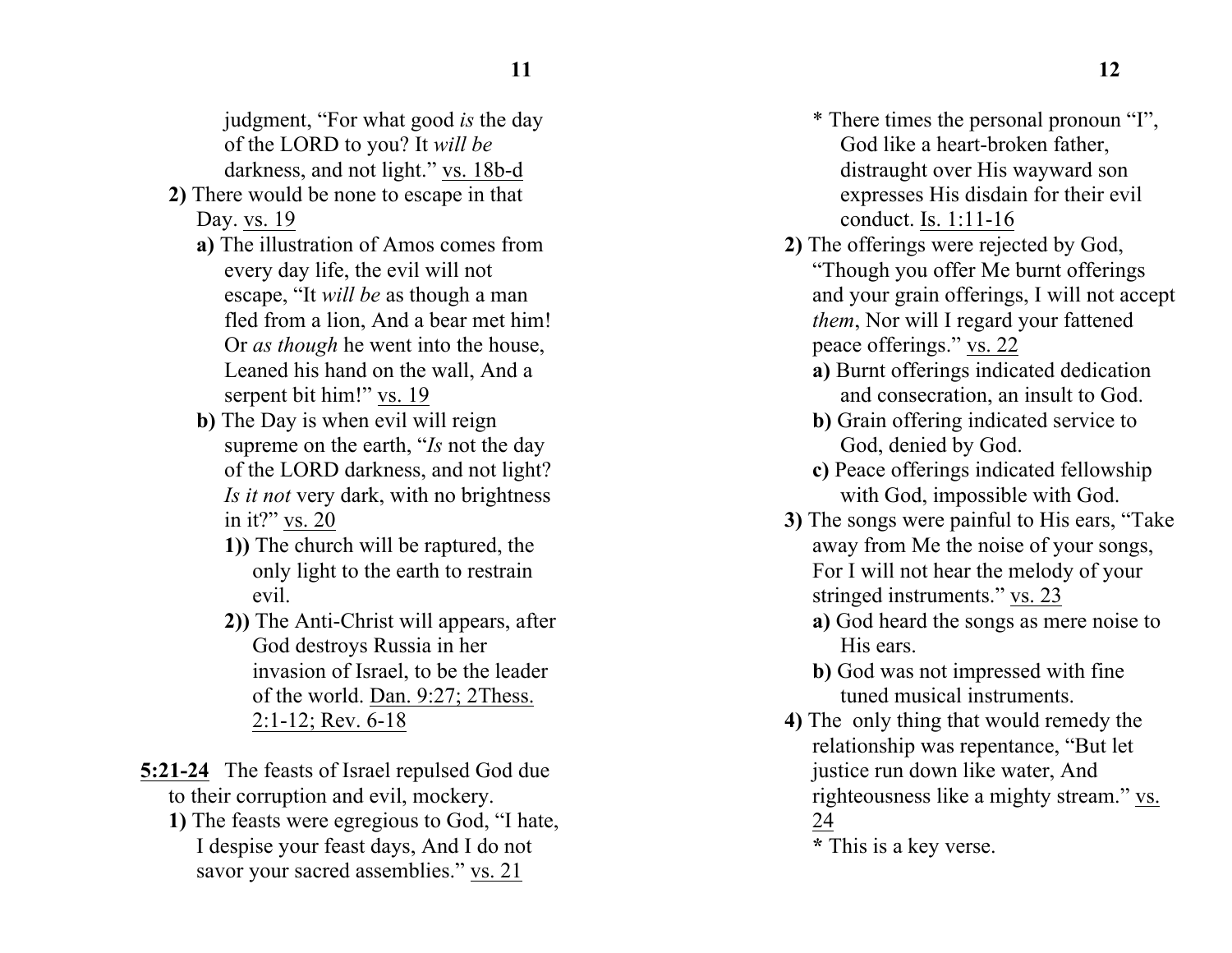judgment, "For what good *is* the day of the LORD to you? It *will be* darkness, and not light." vs. 18b-d

**2)** There would be none to escape in that Day. vs. 19

**a)** The illustration of Amos comes from every day life, the evil will not escape, "It *will be* as though a man fled from a lion, And a bear met him! Or *as though* he went into the house, Leaned his hand on the wall, And a serpent bit him!" vs. 19

**b)** The Day is when evil will reign supreme on the earth, "*Is* not the day of the LORD darkness, and not light? *Is it not* very dark, with no brightness in it?" vs. 20

**1))** The church will be raptured, the only light to the earth to restrain evil.

**2))** The Anti-Christ will appears, after God destroys Russia in her invasion of Israel, to be the leader of the world. Dan. 9:27; 2Thess. 2:1-12; Rev. 6-18

**5:21-24** The feasts of Israel repulsed God due to their corruption and evil, mockery.

**1)** The feasts were egregious to God, "I hate, I despise your feast days, And I do not savor your sacred assemblies." vs. 21

* There times the personal pronoun "I", God like a heart-broken father, distraught over His wayward son expresses His disdain for their evil conduct. Is. 1:11-16

**2)** The offerings were rejected by God, "Though you offer Me burnt offerings and your grain offerings, I will not accept *them*, Nor will I regard your fattened peace offerings." vs. 22

**a)** Burnt offerings indicated dedication and consecration, an insult to God.

**b)** Grain offering indicated service to God, denied by God.

**c)** Peace offerings indicated fellowship with God, impossible with God.

**3)** The songs were painful to His ears, "Take away from Me the noise of your songs, For I will not hear the melody of your stringed instruments." vs. 23

**a)** God heard the songs as mere noise to His ears.

**b)** God was not impressed with fine tuned musical instruments.

**4)** The only thing that would remedy the relationship was repentance, "But let justice run down like water, And righteousness like a mighty stream." vs. 24

**\*** This is a key verse.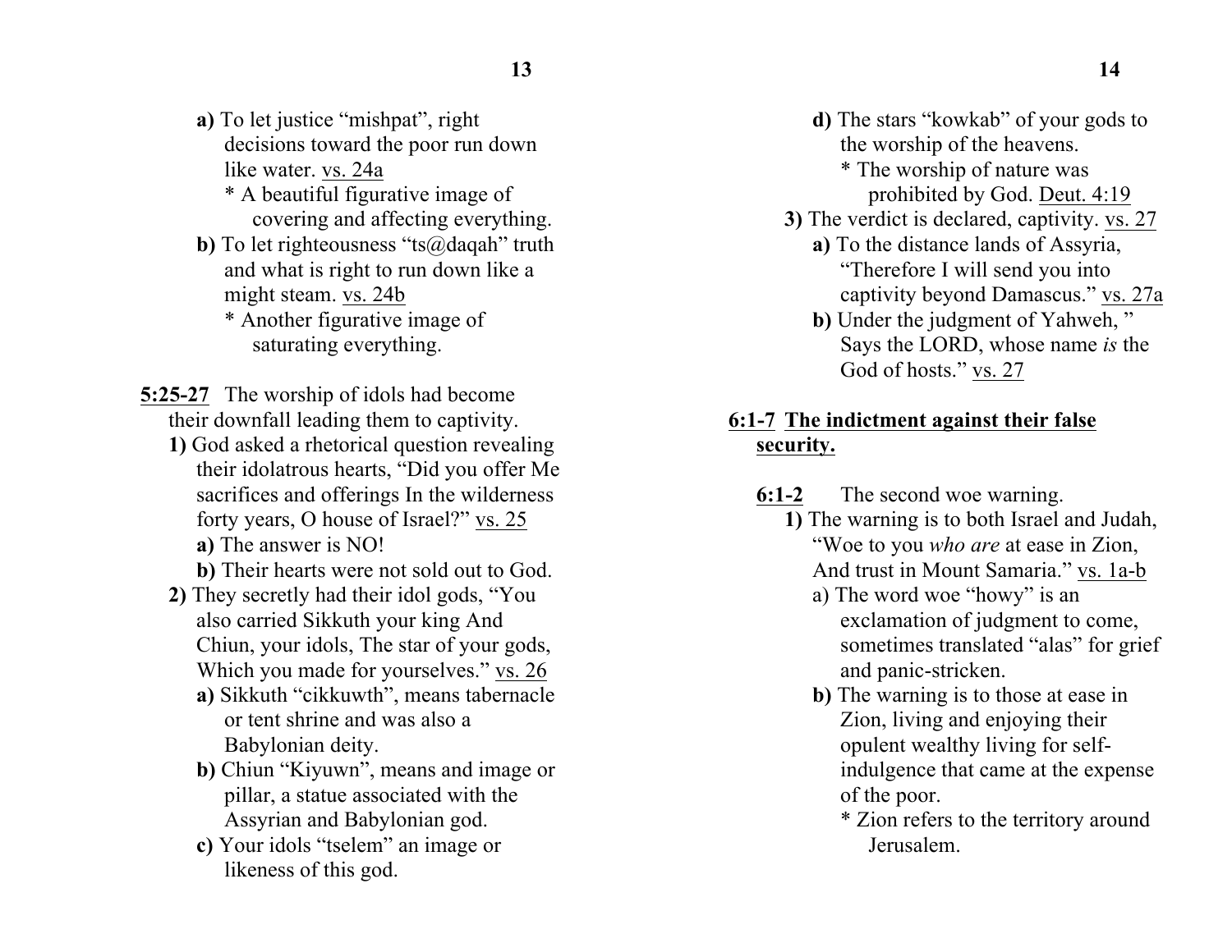**a)** To let justice "mishpat", right decisions toward the poor run down like water. vs. 24a

* A beautiful figurative image of covering and affecting everything.

**b)** To let righteousness "ts@daqah" truth and what is right to run down like a might steam. vs. 24b

* Another figurative image of saturating everything.

**5:25-27** The worship of idols had become their downfall leading them to captivity.

**1)** God asked a rhetorical question revealing their idolatrous hearts, "Did you offer Me sacrifices and offerings In the wilderness forty years, O house of Israel?" vs. 25

**a)** The answer is NO!

**b)** Their hearts were not sold out to God.

**2)** They secretly had their idol gods, "You also carried Sikkuth your king And Chiun, your idols, The star of your gods, Which you made for yourselves." vs. 26

**a)** Sikkuth "cikkuwth", means tabernacle or tent shrine and was also a Babylonian deity.

**b)** Chiun "Kiyuwn", means and image or pillar, a statue associated with the Assyrian and Babylonian god.

**c)** Your idols "tselem" an image or likeness of this god.

**d)** The stars "kowkab" of your gods to the worship of the heavens.

* The worship of nature was prohibited by God. Deut. 4:19

**3)** The verdict is declared, captivity. vs. 27

**a)** To the distance lands of Assyria, "Therefore I will send you into captivity beyond Damascus." vs. 27a

**b)** Under the judgment of Yahweh, " Says the LORD, whose name *is* the God of hosts." vs. 27

**6:1-7 The indictment against their false security.**

**6:1-2** The second woe warning.

**1)** The warning is to both Israel and Judah, "Woe to you *who are* at ease in Zion, And trust in Mount Samaria." vs. 1a-b

a) The word woe "howy" is an exclamation of judgment to come, sometimes translated "alas" for grief and panic-stricken.

**b)** The warning is to those at ease in Zion, living and enjoying their opulent wealthy living for self-indulgence that came at the expense of the poor.

* Zion refers to the territory around Jerusalem.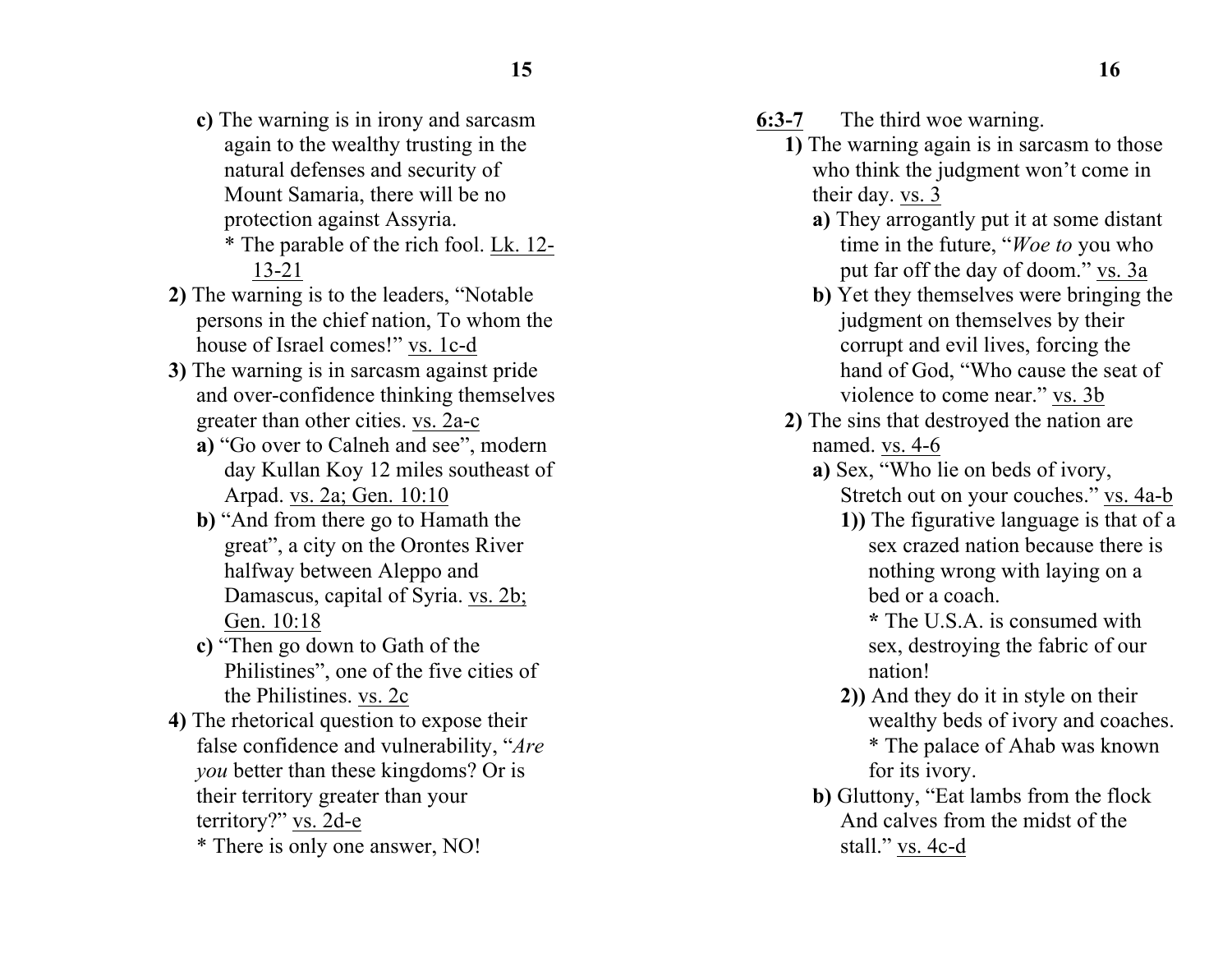c) The warning is in irony and sarcasm again to the wealthy trusting in the natural defenses and security of Mount Samaria, there will be no protection against Assyria.
 * The parable of the rich fool. Lk. 12-13-21

2) The warning is to the leaders, "Notable persons in the chief nation, To whom the house of Israel comes!" vs. 1c-d

3) The warning is in sarcasm against pride and over-confidence thinking themselves greater than other cities. vs. 2a-c
 - a) "Go over to Calneh and see", modern day Kullan Koy 12 miles southeast of Arpad. vs. 2a; Gen. 10:10
 - b) "And from there go to Hamath the great", a city on the Orontes River halfway between Aleppo and Damascus, capital of Syria. vs. 2b; Gen. 10:18
 - c) "Then go down to Gath of the Philistines", one of the five cities of the Philistines. vs. 2c

4) The rhetorical question to expose their false confidence and vulnerability, "*Are you* better than these kingdoms? Or is their territory greater than your territory?" vs. 2d-e
 * There is only one answer, NO!

**6:3-7** The third woe warning.

1) The warning again is in sarcasm to those who think the judgment won't come in their day. vs. 3
 - a) They arrogantly put it at some distant time in the future, "*Woe to* you who put far off the day of doom." vs. 3a
 - b) Yet they themselves were bringing the judgment on themselves by their corrupt and evil lives, forcing the hand of God, "Who cause the seat of violence to come near." vs. 3b

2) The sins that destroyed the nation are named. vs. 4-6
 - a) Sex, "Who lie on beds of ivory, Stretch out on your couches." vs. 4a-b
   - 1)) The figurative language is that of a sex crazed nation because there is nothing wrong with laying on a bed or a coach.
     * The U.S.A. is consumed with sex, destroying the fabric of our nation!
   - 2)) And they do it in style on their wealthy beds of ivory and coaches.
     * The palace of Ahab was known for its ivory.
 - b) Gluttony, "Eat lambs from the flock And calves from the midst of the stall." vs. 4c-d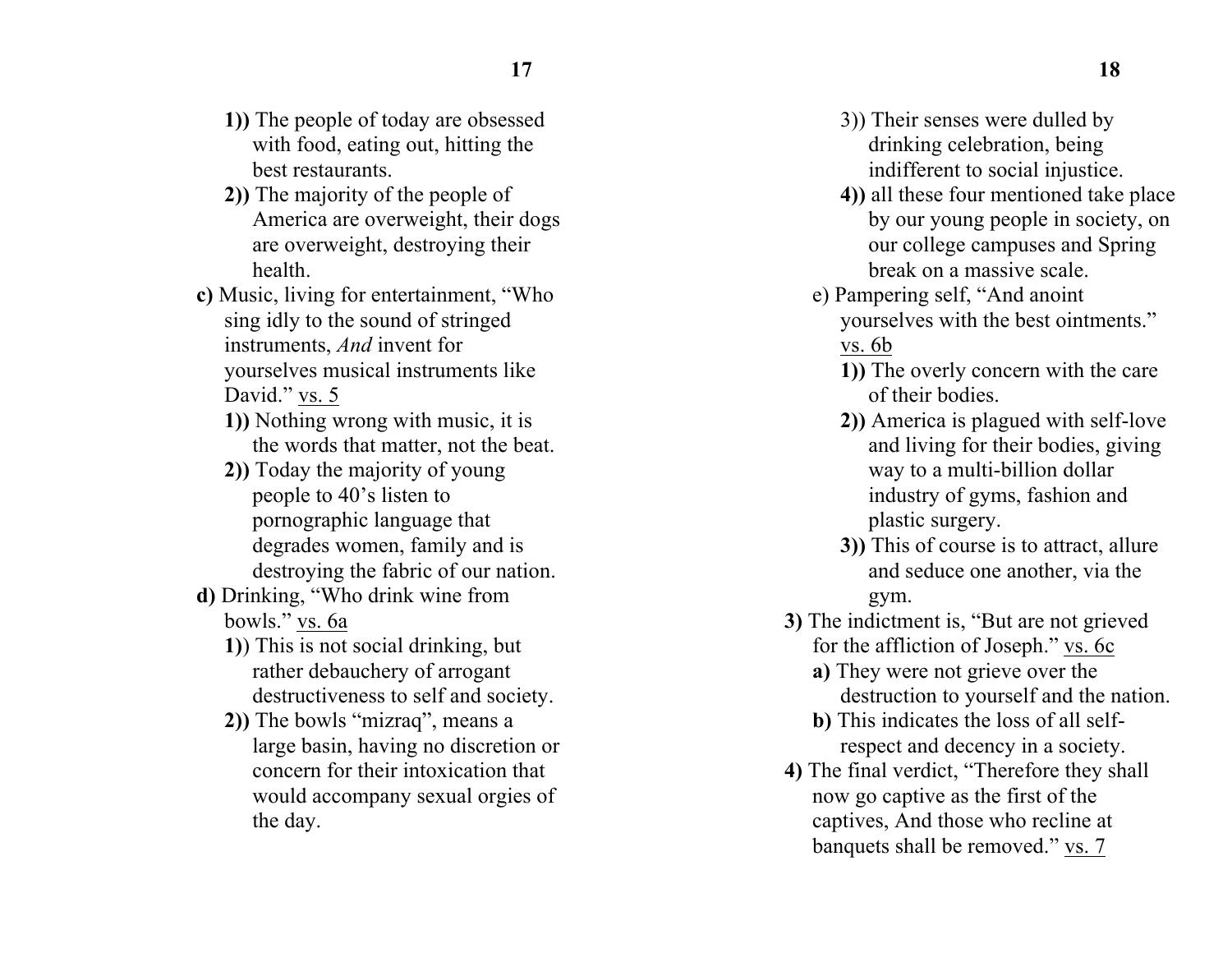**1))** The people of today are obsessed with food, eating out, hitting the best restaurants.

**2))** The majority of the people of America are overweight, their dogs are overweight, destroying their health.

**c)** Music, living for entertainment, "Who sing idly to the sound of stringed instruments, *And* invent for yourselves musical instruments like David." vs. 5

**1))** Nothing wrong with music, it is the words that matter, not the beat.

**2))** Today the majority of young people to 40's listen to pornographic language that degrades women, family and is destroying the fabric of our nation.

**d)** Drinking, "Who drink wine from bowls." vs. 6a

**1)**) This is not social drinking, but rather debauchery of arrogant destructiveness to self and society.

**2))** The bowls "mizraq", means a large basin, having no discretion or concern for their intoxication that would accompany sexual orgies of the day.

3)) Their senses were dulled by drinking celebration, being indifferent to social injustice.

**4))** all these four mentioned take place by our young people in society, on our college campuses and Spring break on a massive scale.

e) Pampering self, "And anoint yourselves with the best ointments." vs. 6b

**1))** The overly concern with the care of their bodies.

**2))** America is plagued with self-love and living for their bodies, giving way to a multi-billion dollar industry of gyms, fashion and plastic surgery.

**3))** This of course is to attract, allure and seduce one another, via the gym.

**3)** The indictment is, "But are not grieved for the affliction of Joseph." vs. 6c

**a)** They were not grieve over the destruction to yourself and the nation.

**b)** This indicates the loss of all self-respect and decency in a society.

**4)** The final verdict, "Therefore they shall now go captive as the first of the captives, And those who recline at banquets shall be removed." vs. 7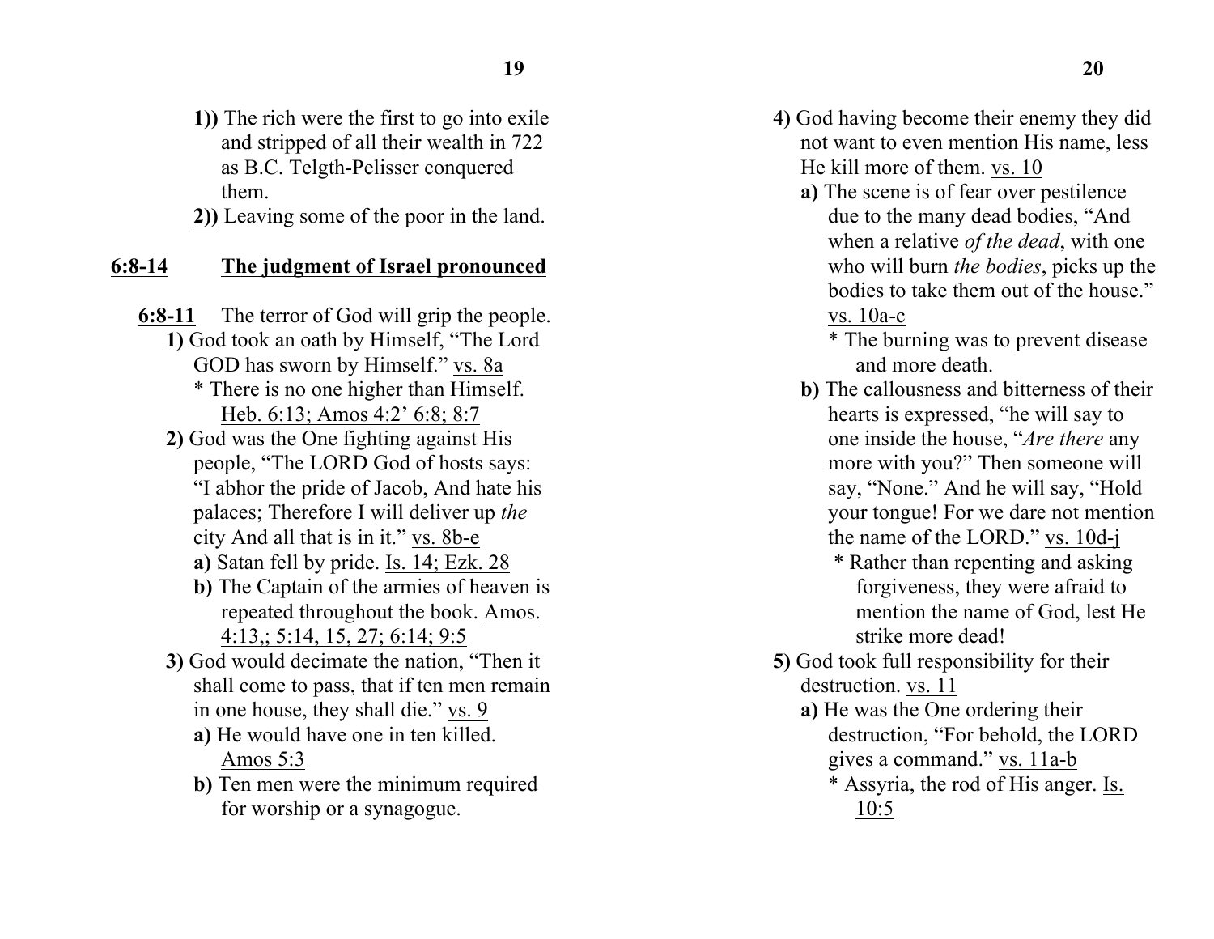**1))** The rich were the first to go into exile and stripped of all their wealth in 722 as B.C. Telgth-Pelisser conquered them.

**2))** Leaving some of the poor in the land.

## **6:8-14 The judgment of Israel pronounced**

**6:8-11** The terror of God will grip the people.

**1)** God took an oath by Himself, "The Lord GOD has sworn by Himself." vs. 8a

* There is no one higher than Himself. Heb. 6:13; Amos 4:2' 6:8; 8:7

**2)** God was the One fighting against His people, "The LORD God of hosts says: "I abhor the pride of Jacob, And hate his palaces; Therefore I will deliver up *the* city And all that is in it." vs. 8b-e

**a)** Satan fell by pride. Is. 14; Ezk. 28

**b)** The Captain of the armies of heaven is repeated throughout the book. Amos. 4:13,; 5:14, 15, 27; 6:14; 9:5

**3)** God would decimate the nation, "Then it shall come to pass, that if ten men remain in one house, they shall die." vs. 9

**a)** He would have one in ten killed. Amos 5:3

**b)** Ten men were the minimum required for worship or a synagogue.

**4)** God having become their enemy they did not want to even mention His name, less He kill more of them. vs. 10

**a)** The scene is of fear over pestilence due to the many dead bodies, "And when a relative *of the dead*, with one who will burn *the bodies*, picks up the bodies to take them out of the house." vs. 10a-c

* The burning was to prevent disease and more death.

**b)** The callousness and bitterness of their hearts is expressed, "he will say to one inside the house, "*Are there* any more with you?" Then someone will say, "None." And he will say, "Hold your tongue! For we dare not mention the name of the LORD." vs. 10d-j

* Rather than repenting and asking forgiveness, they were afraid to mention the name of God, lest He strike more dead!

**5)** God took full responsibility for their destruction. vs. 11

**a)** He was the One ordering their destruction, "For behold, the LORD gives a command." vs. 11a-b

* Assyria, the rod of His anger. Is. 10:5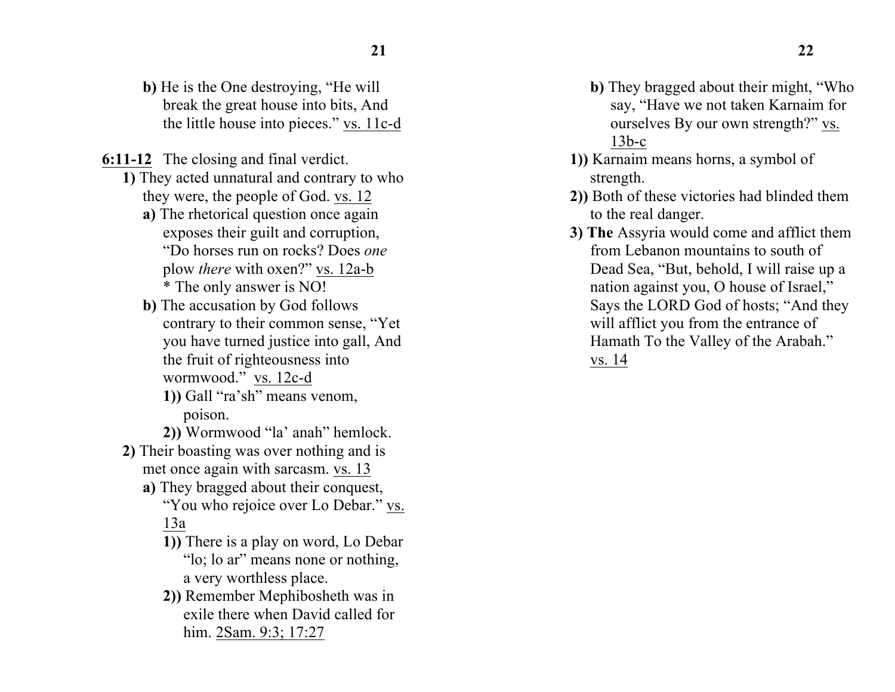**b)** He is the One destroying, "He will break the great house into bits, And the little house into pieces." vs. 11c-d

**6:11-12** The closing and final verdict.

**1)** They acted unnatural and contrary to who they were, the people of God. vs. 12

**a)** The rhetorical question once again exposes their guilt and corruption, "Do horses run on rocks? Does *one* plow *there* with oxen?" vs. 12a-b
* The only answer is NO!

**b)** The accusation by God follows contrary to their common sense, "Yet you have turned justice into gall, And the fruit of righteousness into wormwood." vs. 12c-d

**1))** Gall "ra'sh" means venom, poison.

**2))** Wormwood "la' anah" hemlock.

**2)** Their boasting was over nothing and is met once again with sarcasm. vs. 13

**a)** They bragged about their conquest, "You who rejoice over Lo Debar." vs. 13a

**1))** There is a play on word, Lo Debar "lo; lo ar" means none or nothing, a very worthless place.

**2))** Remember Mephibosheth was in exile there when David called for him. 2Sam. 9:3; 17:27

**b)** They bragged about their might, "Who say, "Have we not taken Karnaim for ourselves By our own strength?" vs. 13b-c

**1))** Karnaim means horns, a symbol of strength.

**2))** Both of these victories had blinded them to the real danger.

**3) The** Assyria would come and afflict them from Lebanon mountains to south of Dead Sea, "But, behold, I will raise up a nation against you, O house of Israel," Says the LORD God of hosts; "And they will afflict you from the entrance of Hamath To the Valley of the Arabah." vs. 14